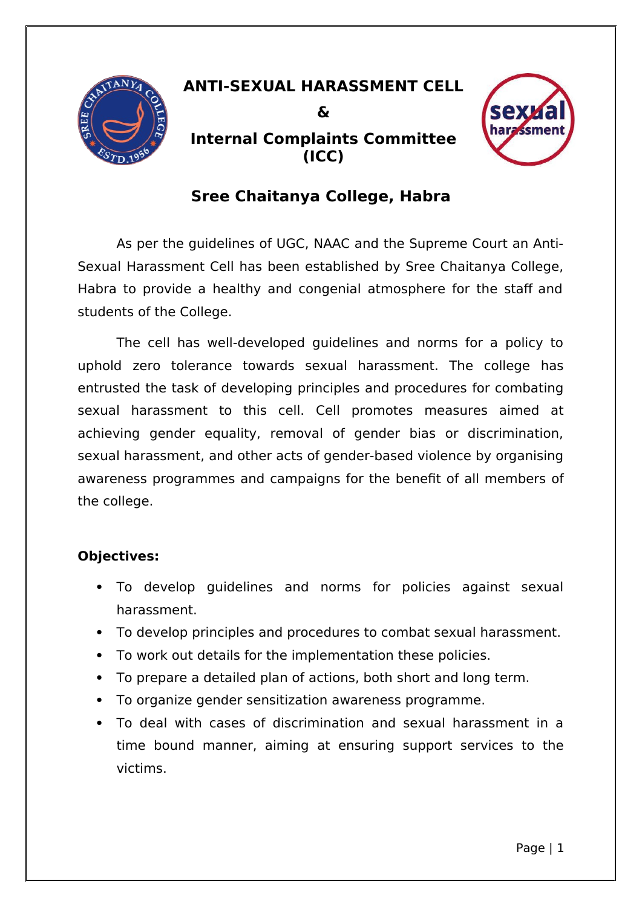# ANTI-SEXUAL HARASSMENT CELL

# &

# Internal Complaints Committee (ICC)

## Sree Chaitanya College, Habra

As per the guidelines of UGC, NAAC and the Supreme Court an Anti-Sexual Harassment Cell has been established by Sree Chaitanya College, Habra to provide a healthy and congenial atmosphere for the staff and students of the College.

The cell has well-developed guidelines and norms for a policy to uphold zero tolerance towards sexual harassment. The college has entrusted the task of developing principles and procedures for combating sexual harassment to this cell. Cell promotes measures aimed at achieving gender equality, removal of gender bias or discrimination, sexual harassment, and other acts of gender-based violence by organising awareness programmes and campaigns for the benefit of all members of the college.

**Objectives:**

- To develop guidelines and norms for policies against sexual harassment.
- To develop principles and procedures to combat sexual harassment.
- To work out details for the implementation these policies.
- To prepare a detailed plan of actions, both short and long term.
- To organize gender sensitization awareness programme.
- To deal with cases of discrimination and sexual harassment in a time bound manner, aiming at ensuring support services to the victims.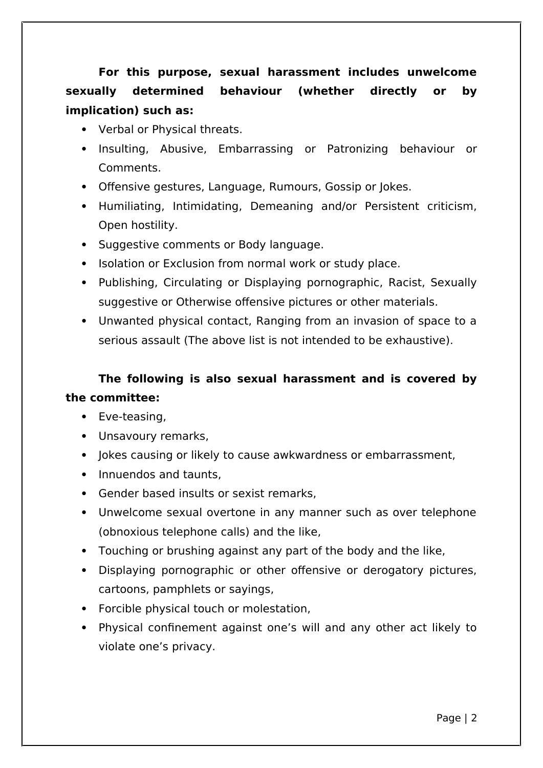**For this purpose, sexual harassment includes unwelcome sexually determined behaviour (whether directly or by implication) such as:**

- Verbal or Physical threats.
- Insulting, Abusive, Embarrassing or Patronizing behaviour or Comments.
- Offensive gestures, Language, Rumours, Gossip or Jokes.
- Humiliating, Intimidating, Demeaning and/or Persistent criticism, Open hostility.
- Suggestive comments or Body language.
- Isolation or Exclusion from normal work or study place.
- Publishing, Circulating or Displaying pornographic, Racist, Sexually suggestive or Otherwise offensive pictures or other materials.
- Unwanted physical contact, Ranging from an invasion of space to a serious assault (The above list is not intended to be exhaustive).

**The following is also sexual harassment and is covered by the committee:**

- Eve-teasing,
- Unsavoury remarks,
- Jokes causing or likely to cause awkwardness or embarrassment,
- Innuendos and taunts,
- Gender based insults or sexist remarks,
- Unwelcome sexual overtone in any manner such as over telephone (obnoxious telephone calls) and the like,
- Touching or brushing against any part of the body and the like,
- Displaying pornographic or other offensive or derogatory pictures, cartoons, pamphlets or sayings,
- Forcible physical touch or molestation,
- Physical confinement against one's will and any other act likely to violate one's privacy.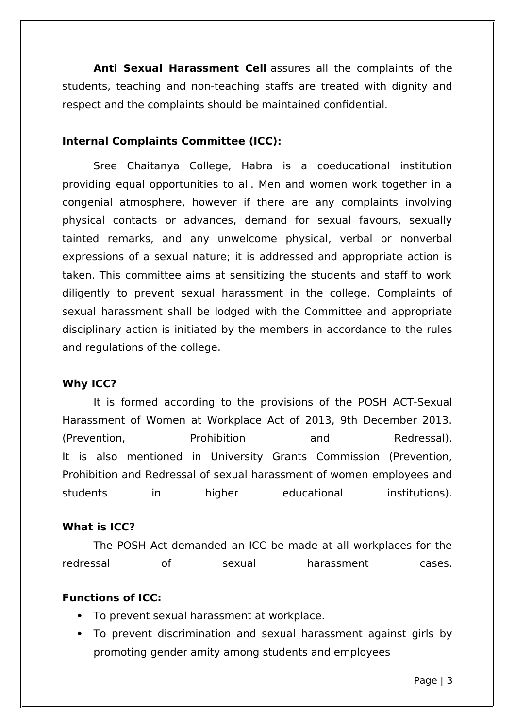**Anti Sexual Harassment Cell** assures all the complaints of the students, teaching and non-teaching staffs are treated with dignity and respect and the complaints should be maintained confidential.

**Internal Complaints Committee (ICC):**

Sree Chaitanya College, Habra is a coeducational institution providing equal opportunities to all. Men and women work together in a congenial atmosphere, however if there are any complaints involving physical contacts or advances, demand for sexual favours, sexually tainted remarks, and any unwelcome physical, verbal or nonverbal expressions of a sexual nature; it is addressed and appropriate action is taken. This committee aims at sensitizing the students and staff to work diligently to prevent sexual harassment in the college. Complaints of sexual harassment shall be lodged with the Committee and appropriate disciplinary action is initiated by the members in accordance to the rules and regulations of the college.

**Why ICC?**

It is formed according to the provisions of the POSH ACT-Sexual Harassment of Women at Workplace Act of 2013, 9th December 2013. (Prevention, Prohibition and Redressal).
It is also mentioned in University Grants Commission (Prevention, Prohibition and Redressal of sexual harassment of women employees and students in higher educational institutions).

**What is ICC?**

The POSH Act demanded an ICC be made at all workplaces for the redressal of sexual harassment cases.

**Functions of ICC:**

- To prevent sexual harassment at workplace.
- To prevent discrimination and sexual harassment against girls by promoting gender amity among students and employees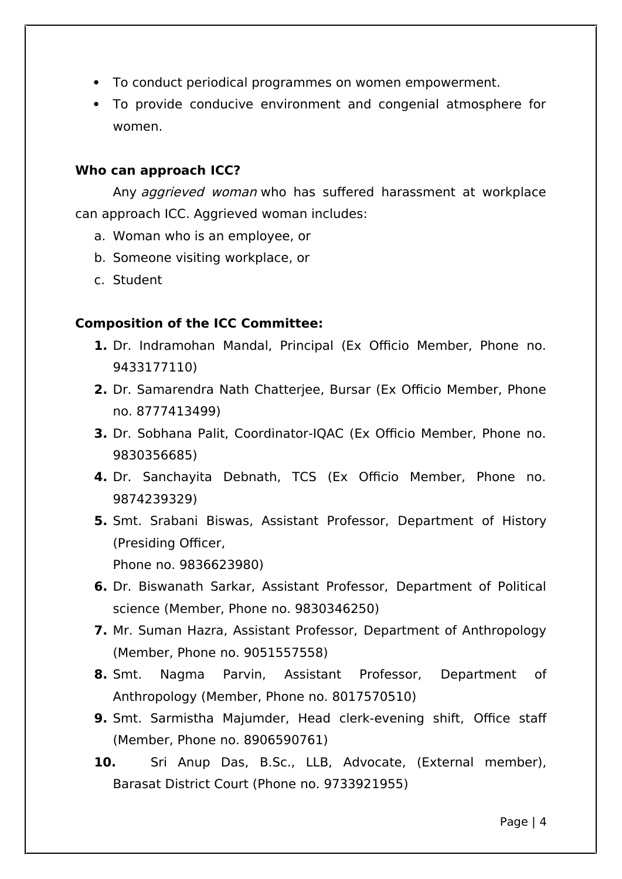- To conduct periodical programmes on women empowerment.
- To provide conducive environment and congenial atmosphere for women.

**Who can approach ICC?**

Any *aggrieved woman* who has suffered harassment at workplace can approach ICC. Aggrieved woman includes:

a. Woman who is an employee, or
b. Someone visiting workplace, or
c. Student

**Composition of the ICC Committee:**

1. Dr. Indramohan Mandal, Principal (Ex Officio Member, Phone no. 9433177110)
2. Dr. Samarendra Nath Chatterjee, Bursar (Ex Officio Member, Phone no. 8777413499)
3. Dr. Sobhana Palit, Coordinator-IQAC (Ex Officio Member, Phone no. 9830356685)
4. Dr. Sanchayita Debnath, TCS (Ex Officio Member, Phone no. 9874239329)
5. Smt. Srabani Biswas, Assistant Professor, Department of History (Presiding Officer, Phone no. 9836623980)
6. Dr. Biswanath Sarkar, Assistant Professor, Department of Political science (Member, Phone no. 9830346250)
7. Mr. Suman Hazra, Assistant Professor, Department of Anthropology (Member, Phone no. 9051557558)
8. Smt. Nagma Parvin, Assistant Professor, Department of Anthropology (Member, Phone no. 8017570510)
9. Smt. Sarmistha Majumder, Head clerk-evening shift, Office staff (Member, Phone no. 8906590761)
10. Sri Anup Das, B.Sc., LLB, Advocate, (External member), Barasat District Court (Phone no. 9733921955)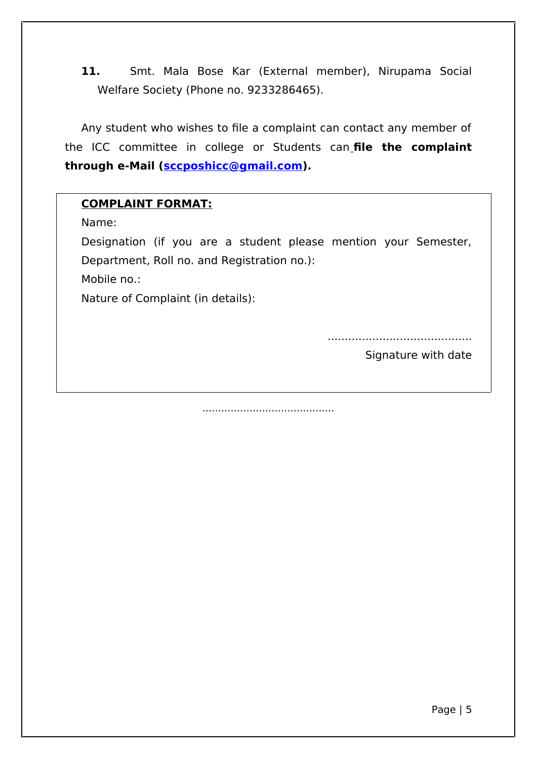**11.** Smt. Mala Bose Kar (External member), Nirupama Social Welfare Society (Phone no. 9233286465).

Any student who wishes to file a complaint can contact any member of the ICC committee in college or Students can **file the complaint through e-Mail ([sccposhicc@gmail.com](mailto:sccposhicc@gmail.com)).**

**COMPLAINT FORMAT:**

Name:

Designation (if you are a student please mention your Semester, Department, Roll no. and Registration no.):

Mobile no.:

Nature of Complaint (in details):

..........................................

Signature with date

..........................................